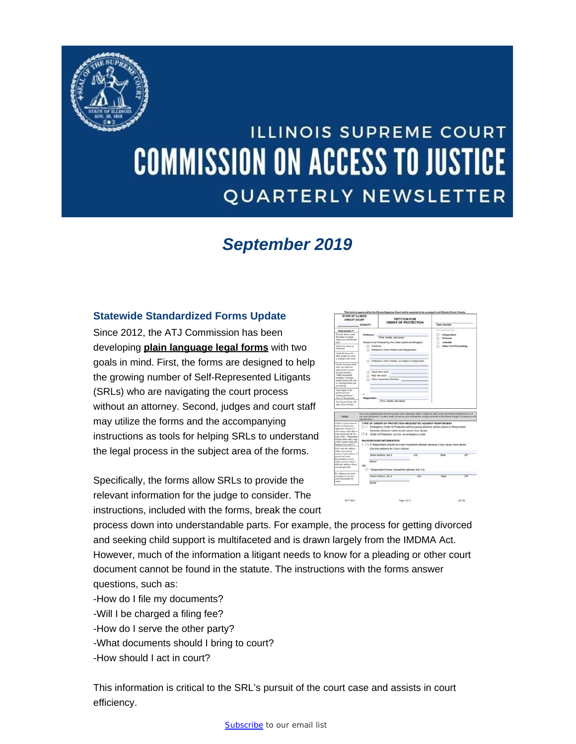# ILLINOIS SUPREME COURT COMMISSION ON ACCESS TO JUSTICE QUARTERLY NEWSLETTER

## *September 2019*

### Statewide Standardized Forms Update

Since 2012, the ATJ Commission has been developing **plain language legal forms** with two goals in mind. First, the forms are designed to help the growing number of Self-Represented Litigants (SRLs) who are navigating the court process without an attorney. Second, judges and court staff may utilize the forms and the accompanying instructions as tools for helping SRLs to understand the legal process in the subject area of the forms.

Specifically, the forms allow SRLs to provide the relevant information for the judge to consider. The instructions, included with the forms, break the court process down into understandable parts. For example, the process for getting divorced and seeking child support is multifaceted and is drawn largely from the IMDMA Act. However, much of the information a litigant needs to know for a pleading or other court document cannot be found in the statute. The instructions with the forms answer questions, such as:

-How do I file my documents?
-Will I be charged a filing fee?
-How do I serve the other party?
-What documents should I bring to court?
-How should I act in court?

This information is critical to the SRL's pursuit of the court case and assists in court efficiency.

Subscribe to our email list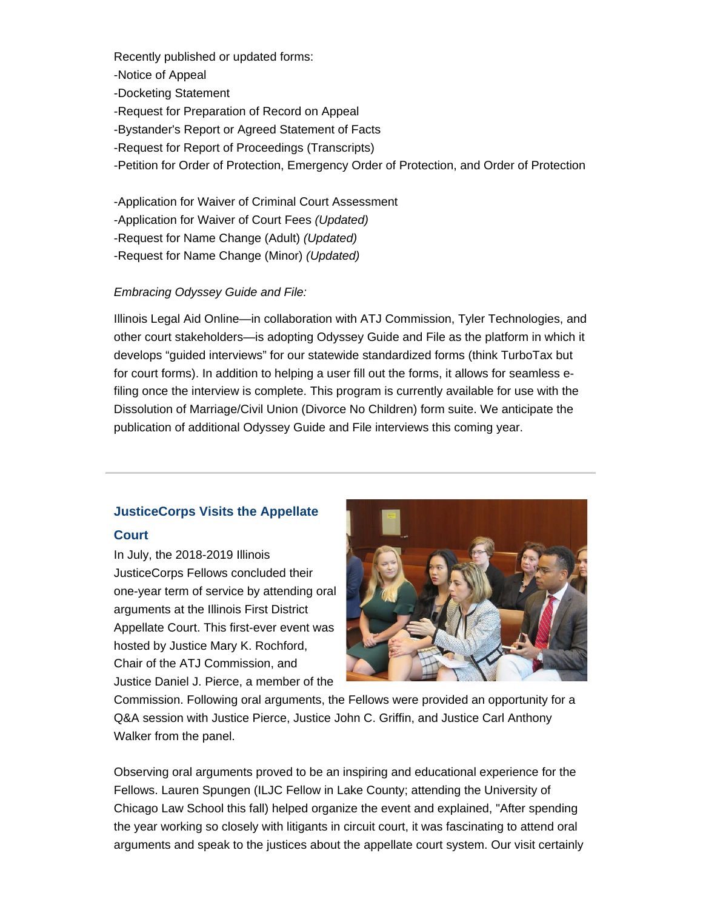Recently published or updated forms:

-Notice of Appeal

-Docketing Statement

-Request for Preparation of Record on Appeal

-Bystander's Report or Agreed Statement of Facts

-Request for Report of Proceedings (Transcripts)

-Petition for Order of Protection, Emergency Order of Protection, and Order of Protection

-Application for Waiver of Criminal Court Assessment

-Application for Waiver of Court Fees *(Updated)*

-Request for Name Change (Adult) *(Updated)*

-Request for Name Change (Minor) *(Updated)*

*Embracing Odyssey Guide and File:*

Illinois Legal Aid Online—in collaboration with ATJ Commission, Tyler Technologies, and other court stakeholders—is adopting Odyssey Guide and File as the platform in which it develops "guided interviews" for our statewide standardized forms (think TurboTax but for court forms). In addition to helping a user fill out the forms, it allows for seamless e-filing once the interview is complete. This program is currently available for use with the Dissolution of Marriage/Civil Union (Divorce No Children) form suite. We anticipate the publication of additional Odyssey Guide and File interviews this coming year.

---

### JusticeCorps Visits the Appellate Court

In July, the 2018-2019 Illinois JusticeCorps Fellows concluded their one-year term of service by attending oral arguments at the Illinois First District Appellate Court. This first-ever event was hosted by Justice Mary K. Rochford, Chair of the ATJ Commission, and Justice Daniel J. Pierce, a member of the Commission. Following oral arguments, the Fellows were provided an opportunity for a Q&A session with Justice Pierce, Justice John C. Griffin, and Justice Carl Anthony Walker from the panel.

Observing oral arguments proved to be an inspiring and educational experience for the Fellows. Lauren Spungen (ILJC Fellow in Lake County; attending the University of Chicago Law School this fall) helped organize the event and explained, "After spending the year working so closely with litigants in circuit court, it was fascinating to attend oral arguments and speak to the justices about the appellate court system. Our visit certainly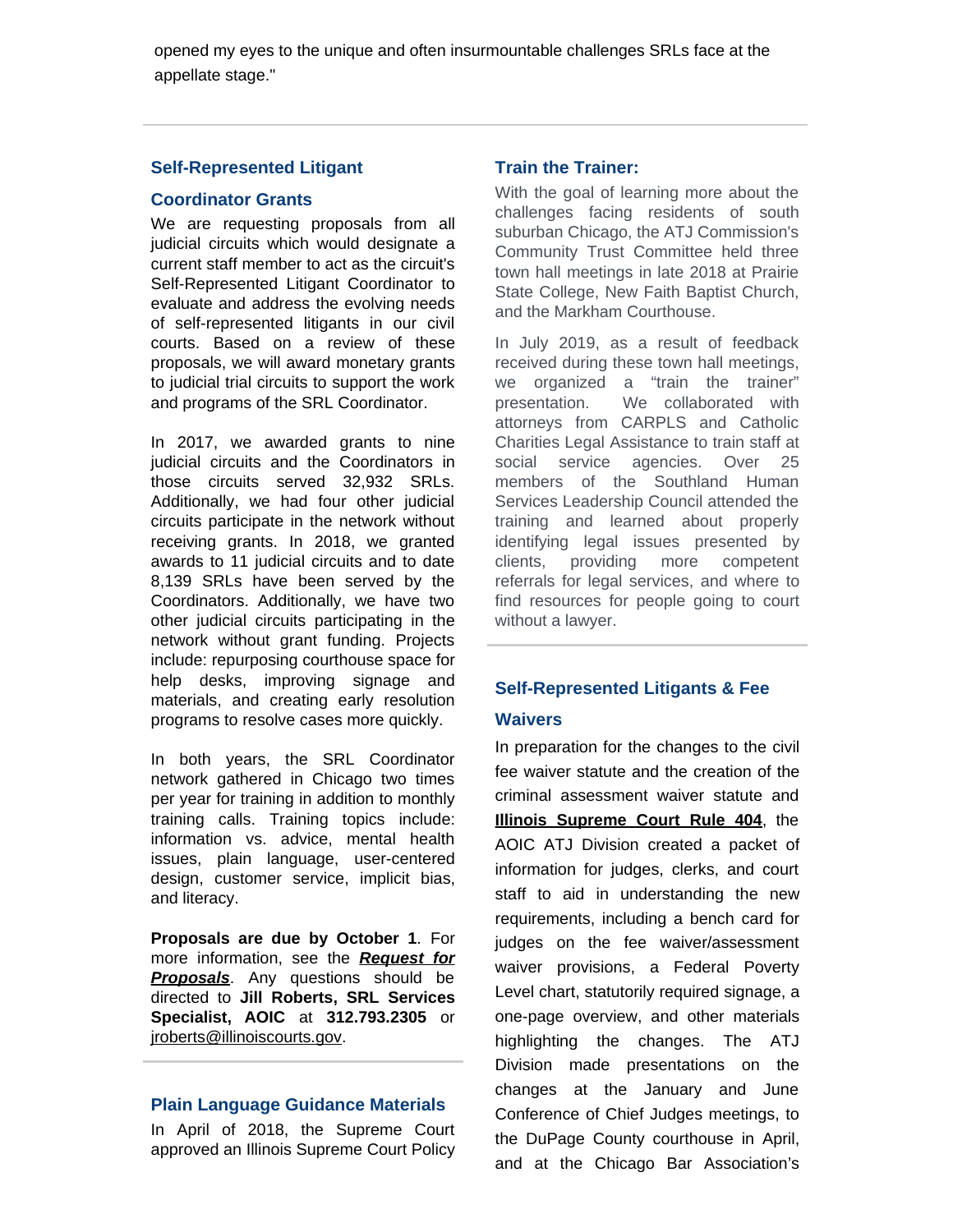opened my eyes to the unique and often insurmountable challenges SRLs face at the appellate stage."

---

### Self-Represented Litigant Coordinator Grants

We are requesting proposals from all judicial circuits which would designate a current staff member to act as the circuit's Self-Represented Litigant Coordinator to evaluate and address the evolving needs of self-represented litigants in our civil courts. Based on a review of these proposals, we will award monetary grants to judicial trial circuits to support the work and programs of the SRL Coordinator.

In 2017, we awarded grants to nine judicial circuits and the Coordinators in those circuits served 32,932 SRLs. Additionally, we had four other judicial circuits participate in the network without receiving grants. In 2018, we granted awards to 11 judicial circuits and to date 8,139 SRLs have been served by the Coordinators. Additionally, we have two other judicial circuits participating in the network without grant funding. Projects include: repurposing courthouse space for help desks, improving signage and materials, and creating early resolution programs to resolve cases more quickly.

In both years, the SRL Coordinator network gathered in Chicago two times per year for training in addition to monthly training calls. Training topics include: information vs. advice, mental health issues, plain language, user-centered design, customer service, implicit bias, and literacy.

**Proposals are due by October 1**. For more information, see the ***Request for Proposals***. Any questions should be directed to **Jill Roberts, SRL Services Specialist, AOIC** at **312.793.2305** or jroberts@illinoiscourts.gov.

---

### Plain Language Guidance Materials

In April of 2018, the Supreme Court approved an Illinois Supreme Court Policy

### Train the Trainer:

With the goal of learning more about the challenges facing residents of south suburban Chicago, the ATJ Commission's Community Trust Committee held three town hall meetings in late 2018 at Prairie State College, New Faith Baptist Church, and the Markham Courthouse.

In July 2019, as a result of feedback received during these town hall meetings, we organized a "train the trainer" presentation. We collaborated with attorneys from CARPLS and Catholic Charities Legal Assistance to train staff at social service agencies. Over 25 members of the Southland Human Services Leadership Council attended the training and learned about properly identifying legal issues presented by clients, providing more competent referrals for legal services, and where to find resources for people going to court without a lawyer.

---

### Self-Represented Litigants & Fee Waivers

In preparation for the changes to the civil fee waiver statute and the creation of the criminal assessment waiver statute and **Illinois Supreme Court Rule 404**, the AOIC ATJ Division created a packet of information for judges, clerks, and court staff to aid in understanding the new requirements, including a bench card for judges on the fee waiver/assessment waiver provisions, a Federal Poverty Level chart, statutorily required signage, a one-page overview, and other materials highlighting the changes. The ATJ Division made presentations on the changes at the January and June Conference of Chief Judges meetings, to the DuPage County courthouse in April, and at the Chicago Bar Association's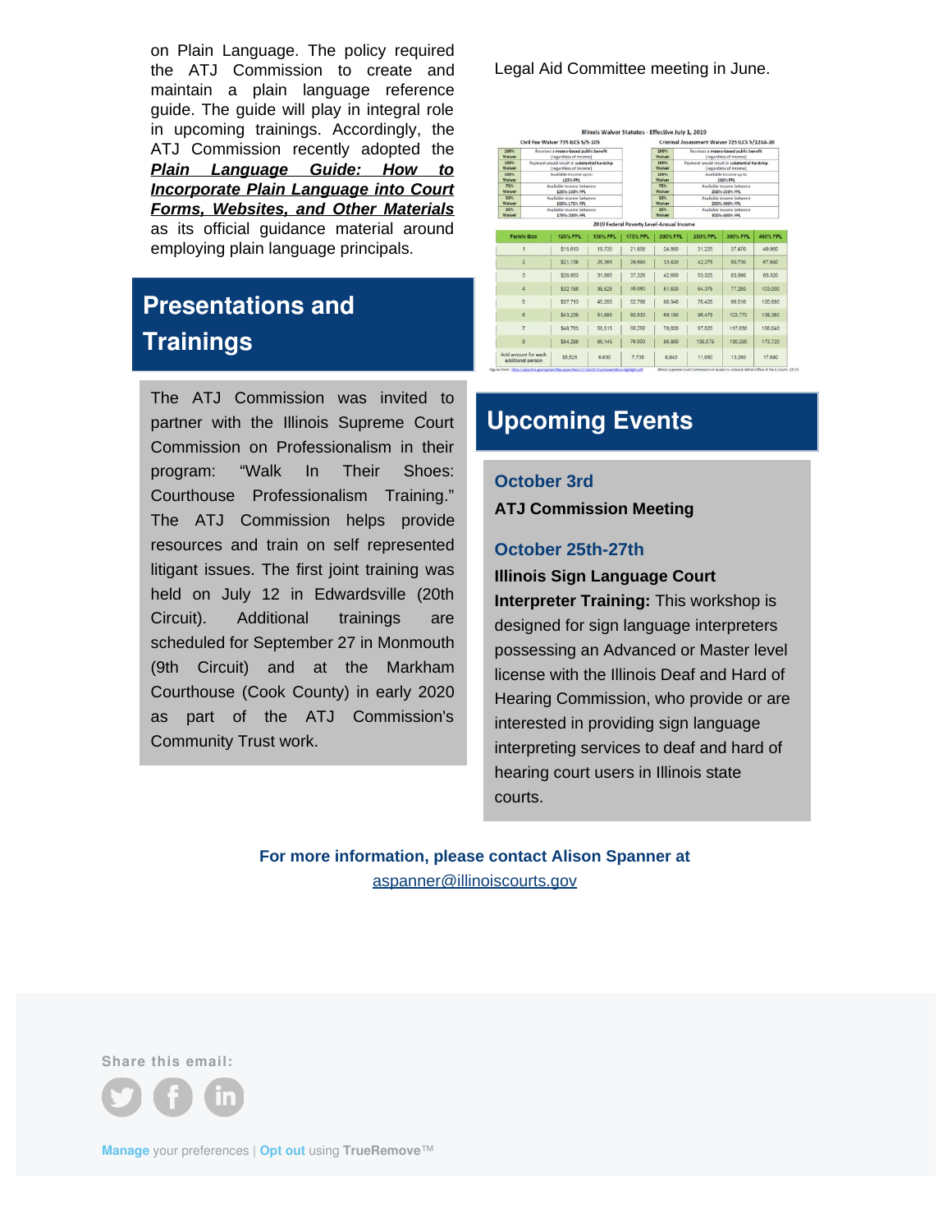on Plain Language. The policy required the ATJ Commission to create and maintain a plain language reference guide. The guide will play in integral role in upcoming trainings. Accordingly, the ATJ Commission recently adopted the ***Plain Language Guide: How to Incorporate Plain Language into Court Forms, Websites, and Other Materials*** as its official guidance material around employing plain language principals.

## Presentations and Trainings

The ATJ Commission was invited to partner with the Illinois Supreme Court Commission on Professionalism in their program: "Walk In Their Shoes: Courthouse Professionalism Training." The ATJ Commission helps provide resources and train on self represented litigant issues. The first joint training was held on July 12 in Edwardsville (20th Circuit). Additional trainings are scheduled for September 27 in Monmouth (9th Circuit) and at the Markham Courthouse (Cook County) in early 2020 as part of the ATJ Commission's Community Trust work.

Legal Aid Committee meeting in June.

**Illinois Waiver Statutes - Effective July 1, 2019**

| Civil Fee Waiver 735 ILCS 5/5-105 | | Criminal Assessment Waiver 725 ILCS 5/124A-20 | |
|---|---|---|---|
| 100% Waiver | Receives a means-based public benefit (regardless of income) | 100% Waiver | Receives a means-based public benefit (regardless of income) |
| 100% Waiver | Payment would result in substantial hardship (regardless of income) | 100% Waiver | Payment would result in substantial hardship (regardless of income) |
| 100% Waiver | Available income up to 125% FPL | 100% Waiver | Available income up to 200% FPL |
| 75% Waiver | Available income between 125%-150% FPL | 75% Waiver | Available income between 200%-250% FPL |
| 50% Waiver | Available income between 150%-175% FPL | 50% Waiver | Available income between 250%-300% FPL |
| 25% Waiver | Available income between 175%-200% FPL | 25% Waiver | Available income between 300%-400% FPL |

**2019 Federal Poverty Level-Annual Income**

| Family Size | 125% FPL | 150% FPL | 175% FPL | 200% FPL | 250% FPL | 300% FPL | 400% FPL |
|---|---|---|---|---|---|---|---|
| 1 | $15,613 | 18,735 | 21,858 | 24,980 | 31,225 | 37,470 | 49,960 |
| 2 | $21,138 | 25,365 | 29,593 | 33,820 | 42,275 | 50,730 | 67,640 |
| 3 | $26,663 | 31,995 | 37,328 | 42,660 | 53,325 | 63,990 | 85,320 |
| 4 | $32,188 | 38,625 | 45,063 | 51,500 | 64,375 | 77,250 | 103,000 |
| 5 | $37,713 | 45,255 | 52,798 | 60,340 | 75,425 | 90,510 | 120,680 |
| 6 | $43,238 | 51,885 | 60,533 | 69,180 | 86,475 | 103,770 | 138,360 |
| 7 | $48,763 | 58,515 | 68,268 | 78,020 | 97,525 | 117,030 | 156,040 |
| 8 | $54,288 | 65,145 | 76,003 | 86,860 | 108,575 | 130,290 | 173,720 |
| Add amount for each additional person | $5,525 | 6,630 | 7,735 | 8,840 | 11,050 | 13,260 | 17,680 |

Illinois Supreme Court Commission on Access to Justice & Admin Office of the IL Courts 2019

## Upcoming Events

### October 3rd

**ATJ Commission Meeting**

### October 25th-27th

**Illinois Sign Language Court Interpreter Training:** This workshop is designed for sign language interpreters possessing an Advanced or Master level license with the Illinois Deaf and Hard of Hearing Commission, who provide or are interested in providing sign language interpreting services to deaf and hard of hearing court users in Illinois state courts.

**For more information, please contact Alison Spanner at**
aspanner@illinoiscourts.gov

Share this email:

Manage your preferences | Opt out using TrueRemove™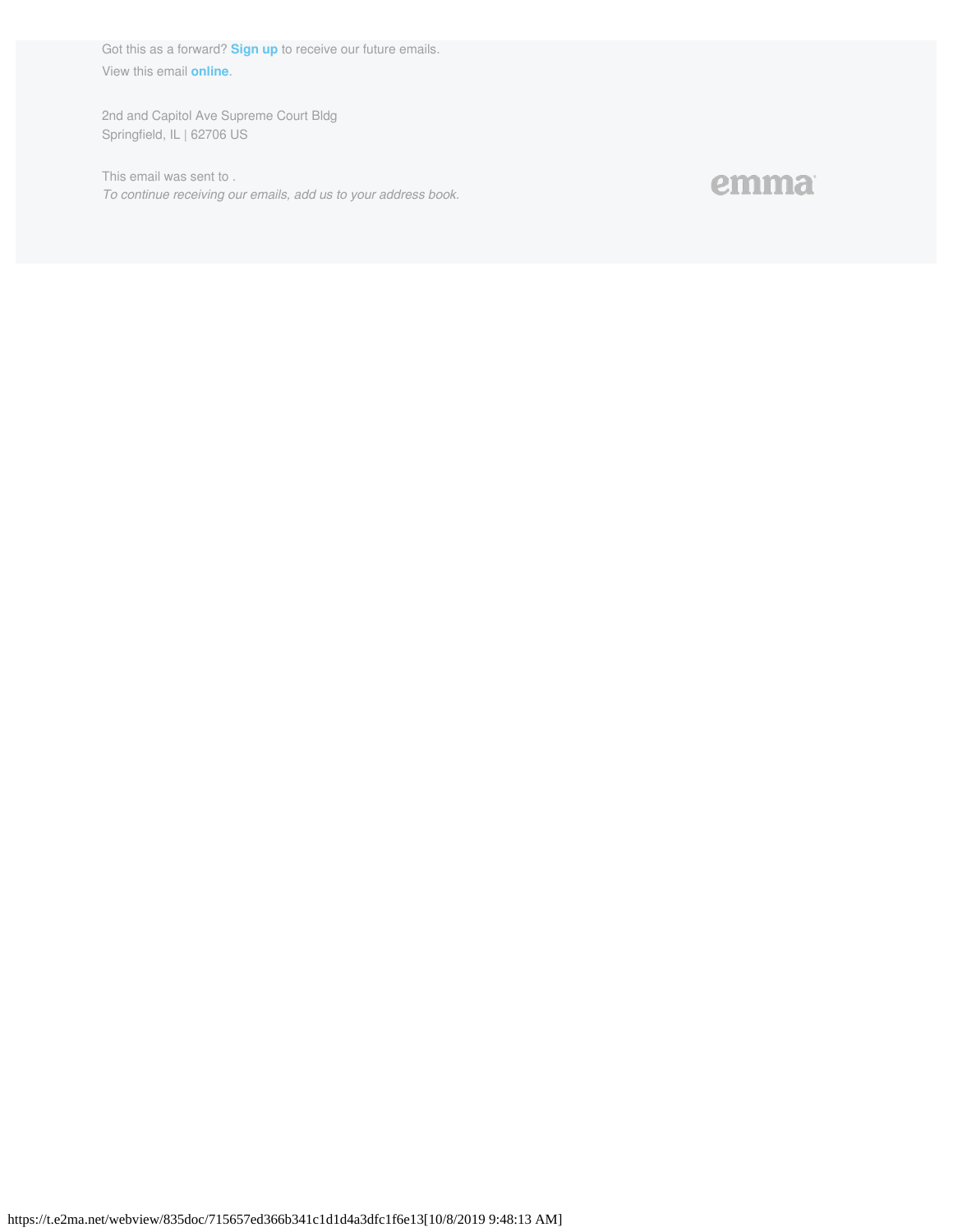Got this as a forward? **Sign up** to receive our future emails.

View this email **online**.

2nd and Capitol Ave Supreme Court Bldg
Springfield, IL | 62706 US

This email was sent to .

*To continue receiving our emails, add us to your address book.*

emma